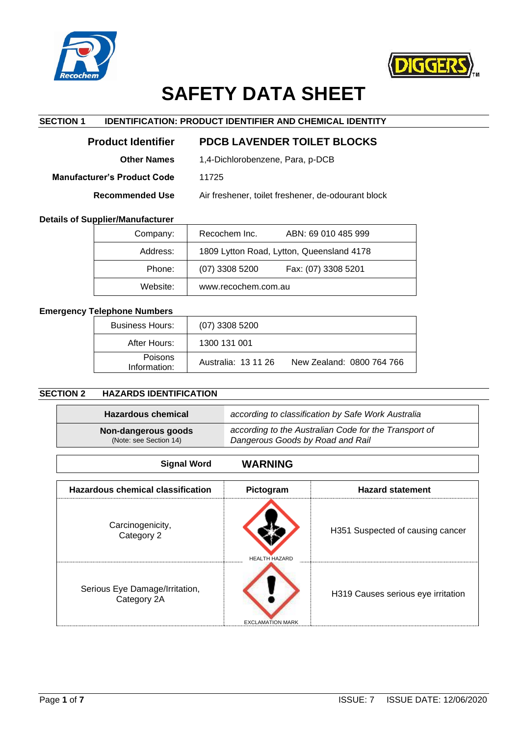# SAFETY DATA SHEET

## SECTION 1 IDENTIFICATION: PRODUCT IDENTIFIER AND CHEMICAL IDENTITY

| | |
|---|---|
| **Product Identifier** | **PDCB LAVENDER TOILET BLOCKS** |
| **Other Names** | 1,4-Dichlorobenzene, Para, p-DCB |
| **Manufacturer's Product Code** | 11725 |
| **Recommended Use** | Air freshener, toilet freshener, de-odourant block |

**Details of Supplier/Manufacturer**

| | | |
|---|---|---|
| Company: | Recochem Inc. | ABN: 69 010 485 999 |
| Address: | 1809 Lytton Road, Lytton, Queensland 4178 | |
| Phone: | (07) 3308 5200 | Fax: (07) 3308 5201 |
| Website: | www.recochem.com.au | |

**Emergency Telephone Numbers**

| | | |
|---|---|---|
| Business Hours: | (07) 3308 5200 | |
| After Hours: | 1300 131 001 | |
| Poisons Information: | Australia: 13 11 26 | New Zealand: 0800 764 766 |

## SECTION 2 HAZARDS IDENTIFICATION

| | |
|---|---|
| **Hazardous chemical** | *according to classification by Safe Work Australia* |
| **Non-dangerous goods** (Note: see Section 14) | *according to the Australian Code for the Transport of Dangerous Goods by Road and Rail* |

**Signal Word** **WARNING**

| Hazardous chemical classification | Pictogram | Hazard statement |
|---|---|---|
| Carcinogenicity, Category 2 | HEALTH HAZARD | H351 Suspected of causing cancer |
| Serious Eye Damage/Irritation, Category 2A | EXCLAMATION MARK | H319 Causes serious eye irritation |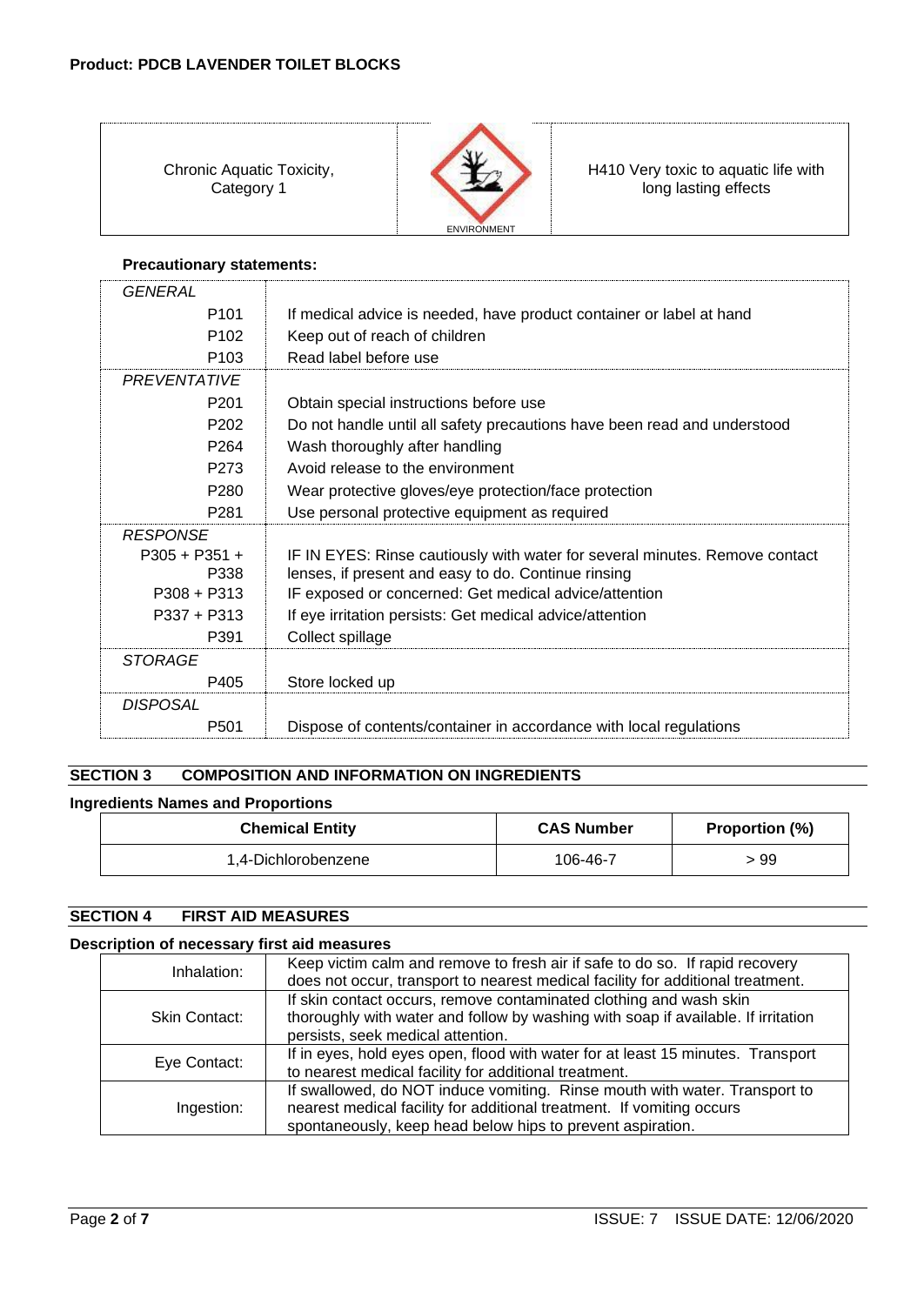**Product: PDCB LAVENDER TOILET BLOCKS**

| Chronic Aquatic Toxicity, Category 1 | ENVIRONMENT | H410 Very toxic to aquatic life with long lasting effects |
|---|---|---|

**Precautionary statements:**

| | |
|---|---|
| *GENERAL* | |
| P101 | If medical advice is needed, have product container or label at hand |
| P102 | Keep out of reach of children |
| P103 | Read label before use |
| *PREVENTATIVE* | |
| P201 | Obtain special instructions before use |
| P202 | Do not handle until all safety precautions have been read and understood |
| P264 | Wash thoroughly after handling |
| P273 | Avoid release to the environment |
| P280 | Wear protective gloves/eye protection/face protection |
| P281 | Use personal protective equipment as required |
| *RESPONSE* | |
| P305 + P351 + P338 | IF IN EYES: Rinse cautiously with water for several minutes. Remove contact lenses, if present and easy to do. Continue rinsing |
| P308 + P313 | IF exposed or concerned: Get medical advice/attention |
| P337 + P313 | If eye irritation persists: Get medical advice/attention |
| P391 | Collect spillage |
| *STORAGE* | |
| P405 | Store locked up |
| *DISPOSAL* | |
| P501 | Dispose of contents/container in accordance with local regulations |

## SECTION 3 COMPOSITION AND INFORMATION ON INGREDIENTS

**Ingredients Names and Proportions**

| Chemical Entity | CAS Number | Proportion (%) |
|---|---|---|
| 1,4-Dichlorobenzene | 106-46-7 | > 99 |

## SECTION 4 FIRST AID MEASURES

**Description of necessary first aid measures**

| | |
|---|---|
| Inhalation: | Keep victim calm and remove to fresh air if safe to do so. If rapid recovery does not occur, transport to nearest medical facility for additional treatment. |
| Skin Contact: | If skin contact occurs, remove contaminated clothing and wash skin thoroughly with water and follow by washing with soap if available. If irritation persists, seek medical attention. |
| Eye Contact: | If in eyes, hold eyes open, flood with water for at least 15 minutes. Transport to nearest medical facility for additional treatment. |
| Ingestion: | If swallowed, do NOT induce vomiting. Rinse mouth with water. Transport to nearest medical facility for additional treatment. If vomiting occurs spontaneously, keep head below hips to prevent aspiration. |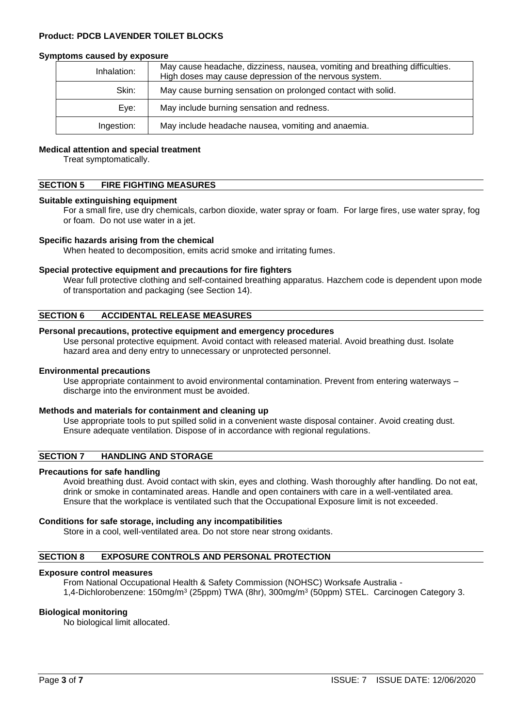**Symptoms caused by exposure**

| | |
|---|---|
| Inhalation: | May cause headache, dizziness, nausea, vomiting and breathing difficulties. High doses may cause depression of the nervous system. |
| Skin: | May cause burning sensation on prolonged contact with solid. |
| Eye: | May include burning sensation and redness. |
| Ingestion: | May include headache nausea, vomiting and anaemia. |

**Medical attention and special treatment**

Treat symptomatically.

## SECTION 5 FIRE FIGHTING MEASURES

**Suitable extinguishing equipment**

For a small fire, use dry chemicals, carbon dioxide, water spray or foam. For large fires, use water spray, fog or foam. Do not use water in a jet.

**Specific hazards arising from the chemical**

When heated to decomposition, emits acrid smoke and irritating fumes.

**Special protective equipment and precautions for fire fighters**

Wear full protective clothing and self-contained breathing apparatus. Hazchem code is dependent upon mode of transportation and packaging (see Section 14).

## SECTION 6 ACCIDENTAL RELEASE MEASURES

**Personal precautions, protective equipment and emergency procedures**

Use personal protective equipment. Avoid contact with released material. Avoid breathing dust. Isolate hazard area and deny entry to unnecessary or unprotected personnel.

**Environmental precautions**

Use appropriate containment to avoid environmental contamination. Prevent from entering waterways – discharge into the environment must be avoided.

**Methods and materials for containment and cleaning up**

Use appropriate tools to put spilled solid in a convenient waste disposal container. Avoid creating dust. Ensure adequate ventilation. Dispose of in accordance with regional regulations.

## SECTION 7 HANDLING AND STORAGE

**Precautions for safe handling**

Avoid breathing dust. Avoid contact with skin, eyes and clothing. Wash thoroughly after handling. Do not eat, drink or smoke in contaminated areas. Handle and open containers with care in a well-ventilated area. Ensure that the workplace is ventilated such that the Occupational Exposure limit is not exceeded.

**Conditions for safe storage, including any incompatibilities**

Store in a cool, well-ventilated area. Do not store near strong oxidants.

## SECTION 8 EXPOSURE CONTROLS AND PERSONAL PROTECTION

**Exposure control measures**

From National Occupational Health & Safety Commission (NOHSC) Worksafe Australia -
1,4-Dichlorobenzene: 150mg/m$^3$ (25ppm) TWA (8hr), 300mg/m$^3$ (50ppm) STEL. Carcinogen Category 3.

**Biological monitoring**

No biological limit allocated.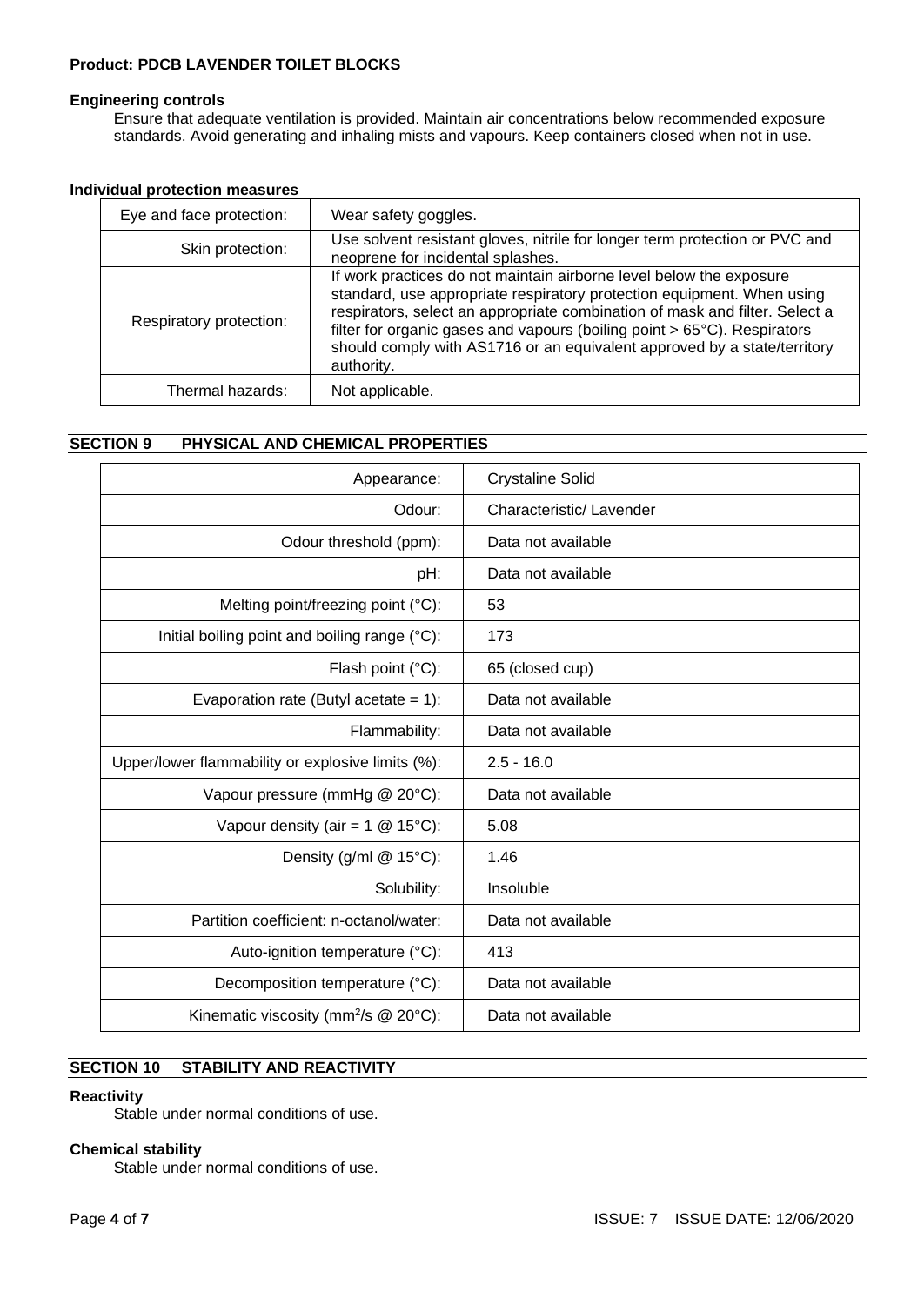### Engineering controls

Ensure that adequate ventilation is provided. Maintain air concentrations below recommended exposure standards. Avoid generating and inhaling mists and vapours. Keep containers closed when not in use.

### Individual protection measures

| | |
|---|---|
| Eye and face protection: | Wear safety goggles. |
| Skin protection: | Use solvent resistant gloves, nitrile for longer term protection or PVC and neoprene for incidental splashes. |
| Respiratory protection: | If work practices do not maintain airborne level below the exposure standard, use appropriate respiratory protection equipment. When using respirators, select an appropriate combination of mask and filter. Select a filter for organic gases and vapours (boiling point > 65°C). Respirators should comply with AS1716 or an equivalent approved by a state/territory authority. |
| Thermal hazards: | Not applicable. |

## SECTION 9 PHYSICAL AND CHEMICAL PROPERTIES

| | |
|---|---|
| Appearance: | Crystaline Solid |
| Odour: | Characteristic/ Lavender |
| Odour threshold (ppm): | Data not available |
| pH: | Data not available |
| Melting point/freezing point (°C): | 53 |
| Initial boiling point and boiling range (°C): | 173 |
| Flash point (°C): | 65 (closed cup) |
| Evaporation rate (Butyl acetate = 1): | Data not available |
| Flammability: | Data not available |
| Upper/lower flammability or explosive limits (%): | 2.5 - 16.0 |
| Vapour pressure (mmHg @ 20°C): | Data not available |
| Vapour density (air = 1 @ 15°C): | 5.08 |
| Density (g/ml @ 15°C): | 1.46 |
| Solubility: | Insoluble |
| Partition coefficient: n-octanol/water: | Data not available |
| Auto-ignition temperature (°C): | 413 |
| Decomposition temperature (°C): | Data not available |
| Kinematic viscosity ($mm^2/s$ @ 20°C): | Data not available |

## SECTION 10 STABILITY AND REACTIVITY

### Reactivity

Stable under normal conditions of use.

### Chemical stability

Stable under normal conditions of use.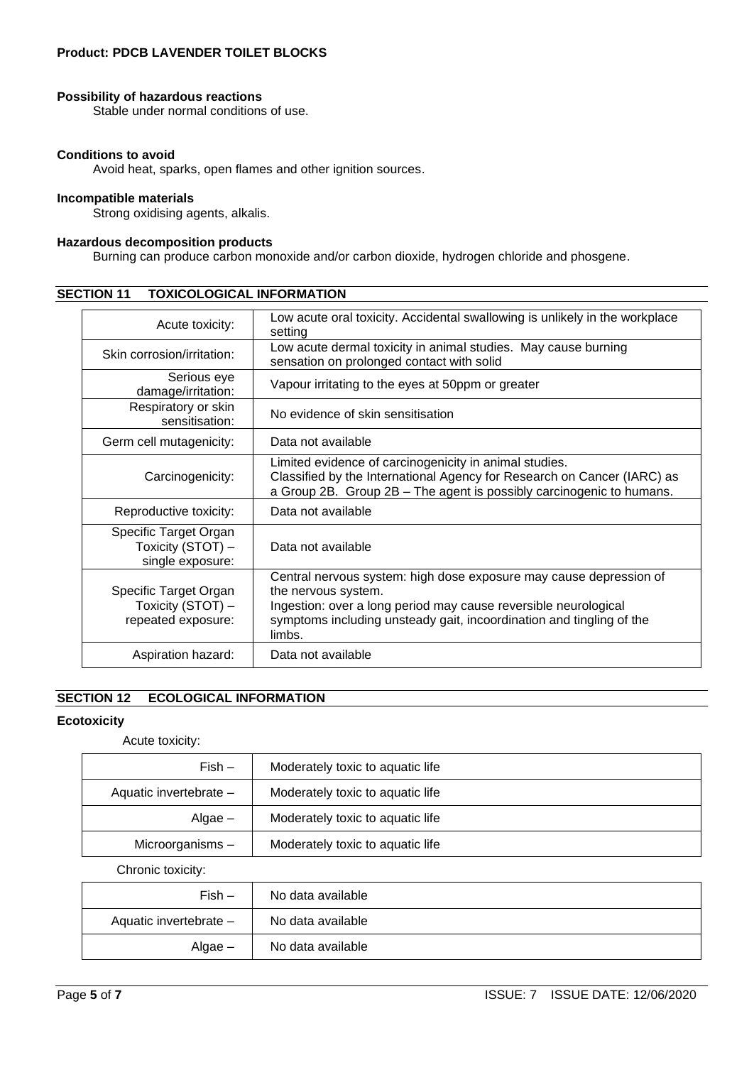**Possibility of hazardous reactions**

Stable under normal conditions of use.

**Conditions to avoid**

Avoid heat, sparks, open flames and other ignition sources.

**Incompatible materials**

Strong oxidising agents, alkalis.

**Hazardous decomposition products**

Burning can produce carbon monoxide and/or carbon dioxide, hydrogen chloride and phosgene.

## SECTION 11 TOXICOLOGICAL INFORMATION

| | |
|---|---|
| Acute toxicity: | Low acute oral toxicity. Accidental swallowing is unlikely in the workplace setting |
| Skin corrosion/irritation: | Low acute dermal toxicity in animal studies. May cause burning sensation on prolonged contact with solid |
| Serious eye damage/irritation: | Vapour irritating to the eyes at 50ppm or greater |
| Respiratory or skin sensitisation: | No evidence of skin sensitisation |
| Germ cell mutagenicity: | Data not available |
| Carcinogenicity: | Limited evidence of carcinogenicity in animal studies. Classified by the International Agency for Research on Cancer (IARC) as a Group 2B. Group 2B – The agent is possibly carcinogenic to humans. |
| Reproductive toxicity: | Data not available |
| Specific Target Organ Toxicity (STOT) – single exposure: | Data not available |
| Specific Target Organ Toxicity (STOT) – repeated exposure: | Central nervous system: high dose exposure may cause depression of the nervous system. Ingestion: over a long period may cause reversible neurological symptoms including unsteady gait, incoordination and tingling of the limbs. |
| Aspiration hazard: | Data not available |

## SECTION 12 ECOLOGICAL INFORMATION

**Ecotoxicity**

Acute toxicity:

| | |
|---|---|
| Fish – | Moderately toxic to aquatic life |
| Aquatic invertebrate – | Moderately toxic to aquatic life |
| Algae – | Moderately toxic to aquatic life |
| Microorganisms – | Moderately toxic to aquatic life |

Chronic toxicity:

| | |
|---|---|
| Fish – | No data available |
| Aquatic invertebrate – | No data available |
| Algae – | No data available |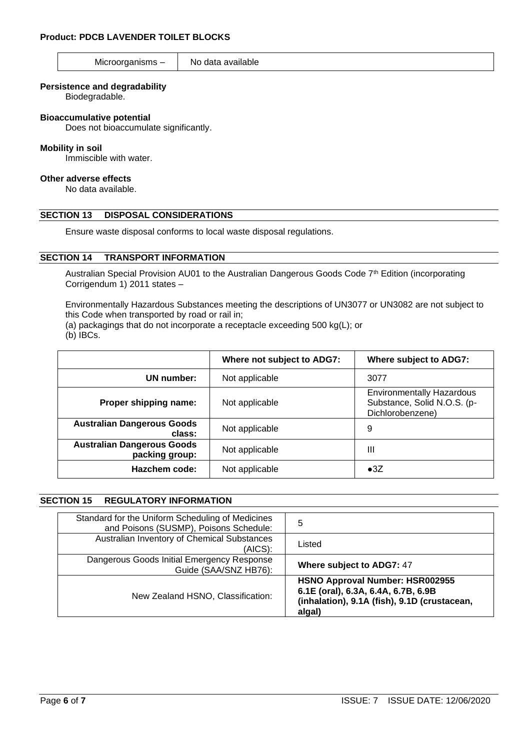| Microorganisms – | No data available |
|---|---|

**Persistence and degradability**

Biodegradable.

**Bioaccumulative potential**

Does not bioaccumulate significantly.

**Mobility in soil**

Immiscible with water.

**Other adverse effects**

No data available.

## SECTION 13 DISPOSAL CONSIDERATIONS

Ensure waste disposal conforms to local waste disposal regulations.

## SECTION 14 TRANSPORT INFORMATION

Australian Special Provision AU01 to the Australian Dangerous Goods Code 7th Edition (incorporating Corrigendum 1) 2011 states –

Environmentally Hazardous Substances meeting the descriptions of UN3077 or UN3082 are not subject to this Code when transported by road or rail in;
(a) packagings that do not incorporate a receptacle exceeding 500 kg(L); or
(b) IBCs.

| | Where not subject to ADG7: | Where subject to ADG7: |
|---|---|---|
| **UN number:** | Not applicable | 3077 |
| **Proper shipping name:** | Not applicable | Environmentally Hazardous Substance, Solid N.O.S. (p-Dichlorobenzene) |
| **Australian Dangerous Goods class:** | Not applicable | 9 |
| **Australian Dangerous Goods packing group:** | Not applicable | III |
| **Hazchem code:** | Not applicable | ●3Z |

## SECTION 15 REGULATORY INFORMATION

| | |
|---|---|
| Standard for the Uniform Scheduling of Medicines and Poisons (SUSMP), Poisons Schedule: | 5 |
| Australian Inventory of Chemical Substances (AICS): | Listed |
| Dangerous Goods Initial Emergency Response Guide (SAA/SNZ HB76): | **Where subject to ADG7:** 47 |
| New Zealand HSNO, Classification: | **HSNO Approval Number: HSR002955 6.1E (oral), 6.3A, 6.4A, 6.7B, 6.9B (inhalation), 9.1A (fish), 9.1D (crustacean, algal)** |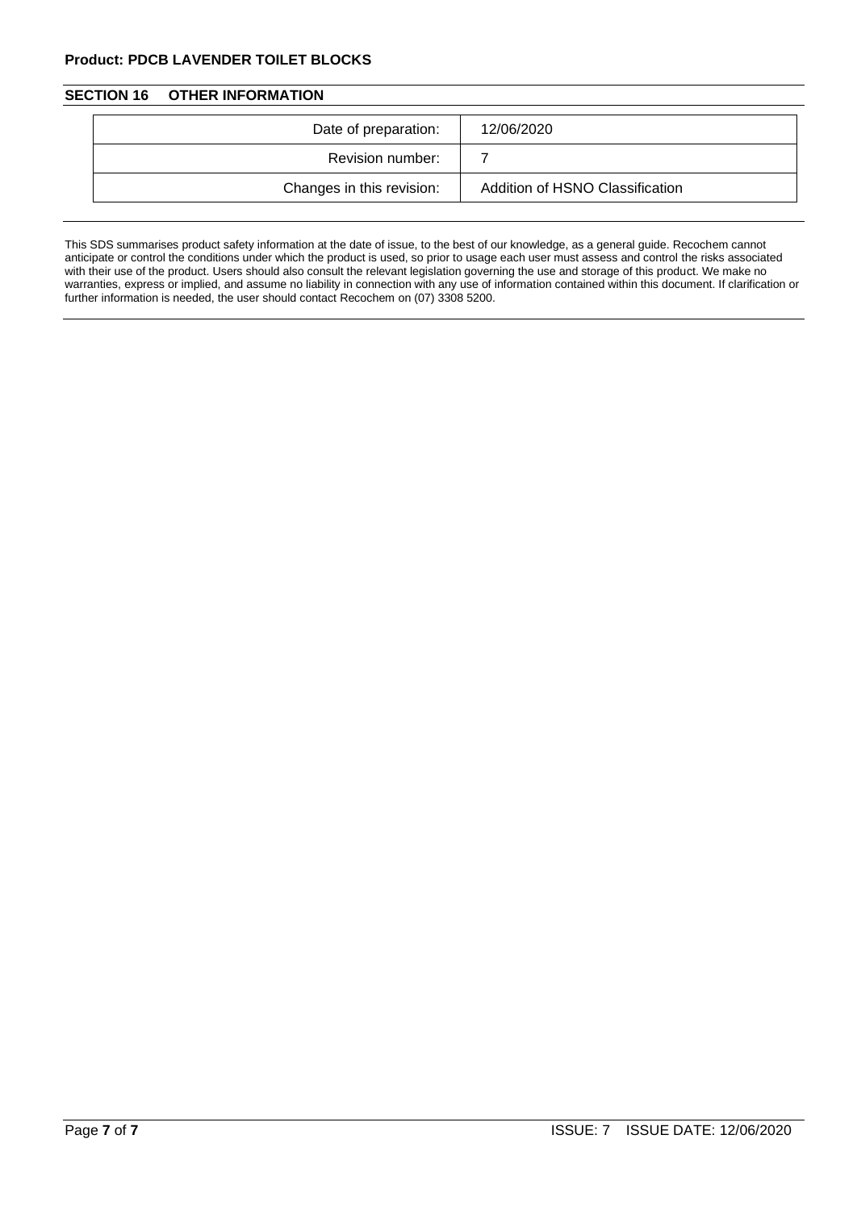## SECTION 16 OTHER INFORMATION

| | |
|---|---|
| Date of preparation: | 12/06/2020 |
| Revision number: | 7 |
| Changes in this revision: | Addition of HSNO Classification |

This SDS summarises product safety information at the date of issue, to the best of our knowledge, as a general guide. Recochem cannot anticipate or control the conditions under which the product is used, so prior to usage each user must assess and control the risks associated with their use of the product. Users should also consult the relevant legislation governing the use and storage of this product. We make no warranties, express or implied, and assume no liability in connection with any use of information contained within this document. If clarification or further information is needed, the user should contact Recochem on (07) 3308 5200.